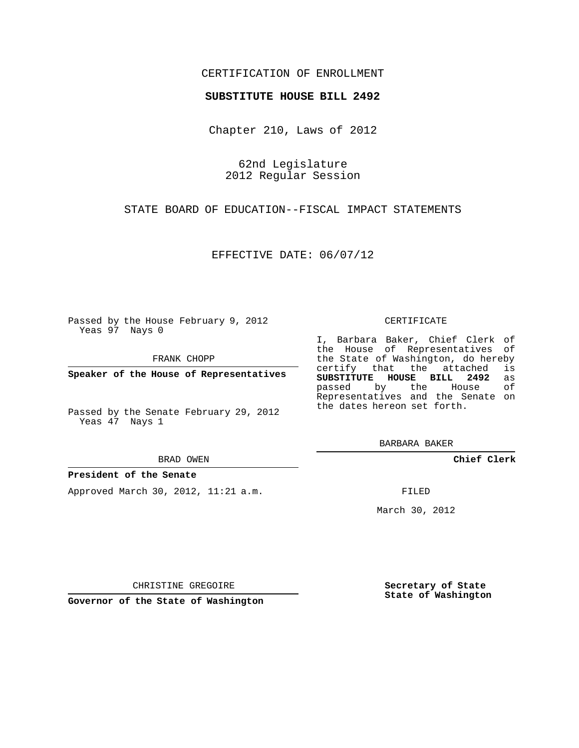CERTIFICATION OF ENROLLMENT

**SUBSTITUTE HOUSE BILL 2492**

Chapter 210, Laws of 2012

62nd Legislature
2012 Regular Session

STATE BOARD OF EDUCATION--FISCAL IMPACT STATEMENTS

EFFECTIVE DATE: 06/07/12

Passed by the House February 9, 2012
Yeas 97 Nays 0

FRANK CHOPP

**Speaker of the House of Representatives**

Passed by the Senate February 29, 2012
Yeas 47 Nays 1

BRAD OWEN

**President of the Senate**

Approved March 30, 2012, 11:21 a.m.

CHRISTINE GREGOIRE

**Governor of the State of Washington**

CERTIFICATE

I, Barbara Baker, Chief Clerk of the House of Representatives of the State of Washington, do hereby certify that the attached is **SUBSTITUTE HOUSE BILL 2492** as passed by the House of Representatives and the Senate on the dates hereon set forth.

BARBARA BAKER

**Chief Clerk**

FILED

March 30, 2012

**Secretary of State**
**State of Washington**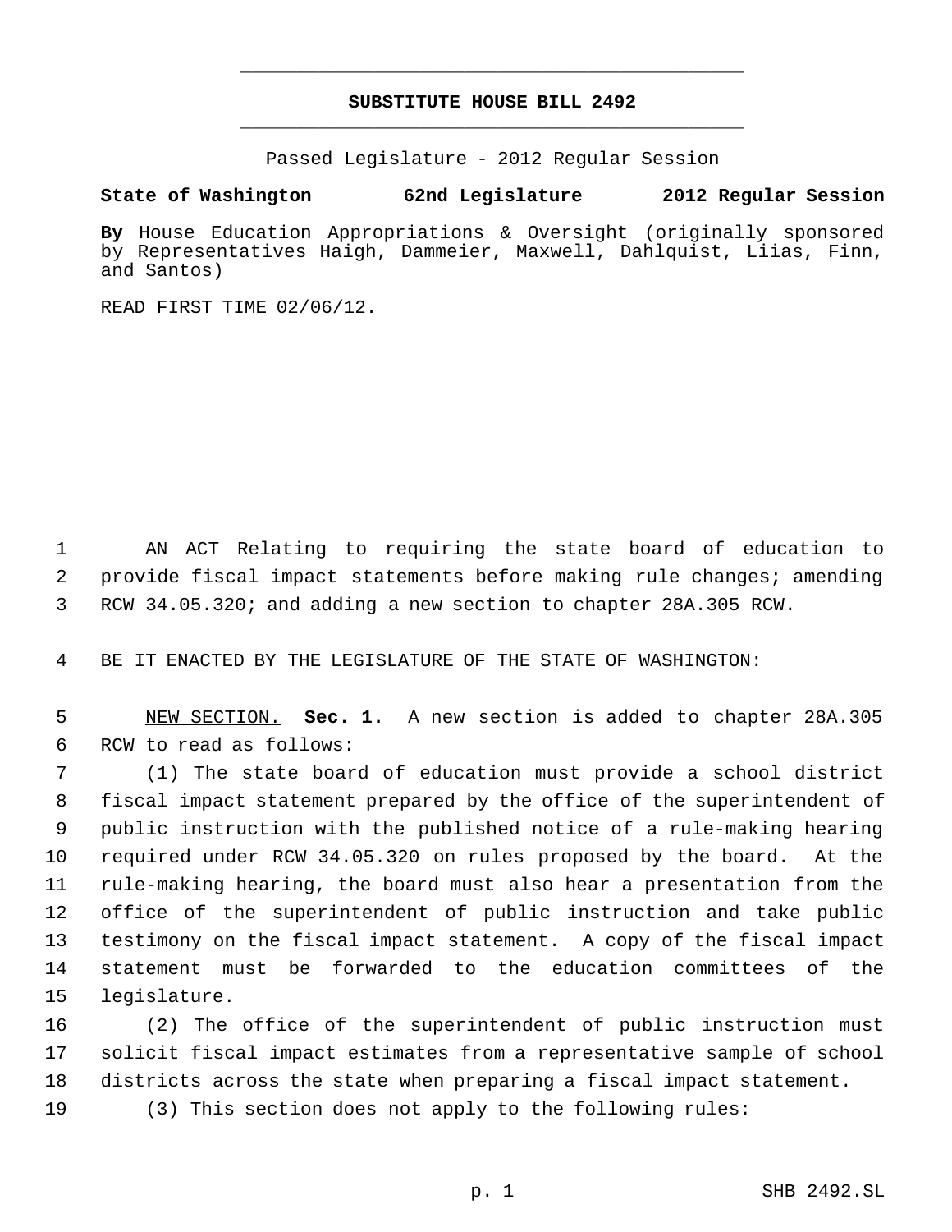# SUBSTITUTE HOUSE BILL 2492

Passed Legislature - 2012 Regular Session

**State of Washington 62nd Legislature 2012 Regular Session**

**By** House Education Appropriations & Oversight (originally sponsored by Representatives Haigh, Dammeier, Maxwell, Dahlquist, Liias, Finn, and Santos)

READ FIRST TIME 02/06/12.

AN ACT Relating to requiring the state board of education to provide fiscal impact statements before making rule changes; amending RCW 34.05.320; and adding a new section to chapter 28A.305 RCW.

BE IT ENACTED BY THE LEGISLATURE OF THE STATE OF WASHINGTON:

NEW SECTION. **Sec. 1.** A new section is added to chapter 28A.305 RCW to read as follows:

(1) The state board of education must provide a school district fiscal impact statement prepared by the office of the superintendent of public instruction with the published notice of a rule-making hearing required under RCW 34.05.320 on rules proposed by the board. At the rule-making hearing, the board must also hear a presentation from the office of the superintendent of public instruction and take public testimony on the fiscal impact statement. A copy of the fiscal impact statement must be forwarded to the education committees of the legislature.

(2) The office of the superintendent of public instruction must solicit fiscal impact estimates from a representative sample of school districts across the state when preparing a fiscal impact statement.

(3) This section does not apply to the following rules: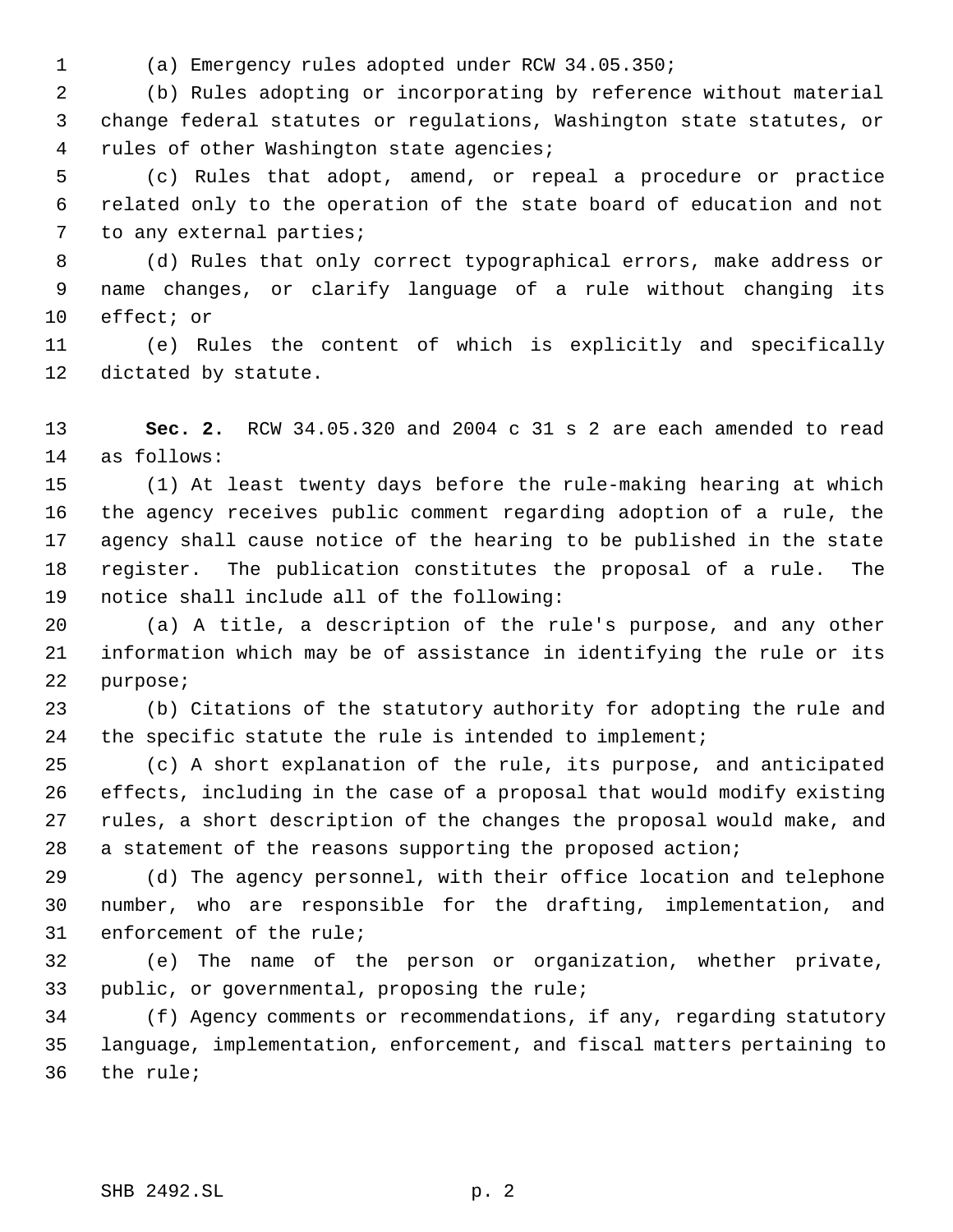(a) Emergency rules adopted under RCW 34.05.350;

(b) Rules adopting or incorporating by reference without material change federal statutes or regulations, Washington state statutes, or rules of other Washington state agencies;

(c) Rules that adopt, amend, or repeal a procedure or practice related only to the operation of the state board of education and not to any external parties;

(d) Rules that only correct typographical errors, make address or name changes, or clarify language of a rule without changing its effect; or

(e) Rules the content of which is explicitly and specifically dictated by statute.

**Sec. 2.** RCW 34.05.320 and 2004 c 31 s 2 are each amended to read as follows:

(1) At least twenty days before the rule-making hearing at which the agency receives public comment regarding adoption of a rule, the agency shall cause notice of the hearing to be published in the state register. The publication constitutes the proposal of a rule. The notice shall include all of the following:

(a) A title, a description of the rule's purpose, and any other information which may be of assistance in identifying the rule or its purpose;

(b) Citations of the statutory authority for adopting the rule and the specific statute the rule is intended to implement;

(c) A short explanation of the rule, its purpose, and anticipated effects, including in the case of a proposal that would modify existing rules, a short description of the changes the proposal would make, and a statement of the reasons supporting the proposed action;

(d) The agency personnel, with their office location and telephone number, who are responsible for the drafting, implementation, and enforcement of the rule;

(e) The name of the person or organization, whether private, public, or governmental, proposing the rule;

(f) Agency comments or recommendations, if any, regarding statutory language, implementation, enforcement, and fiscal matters pertaining to the rule;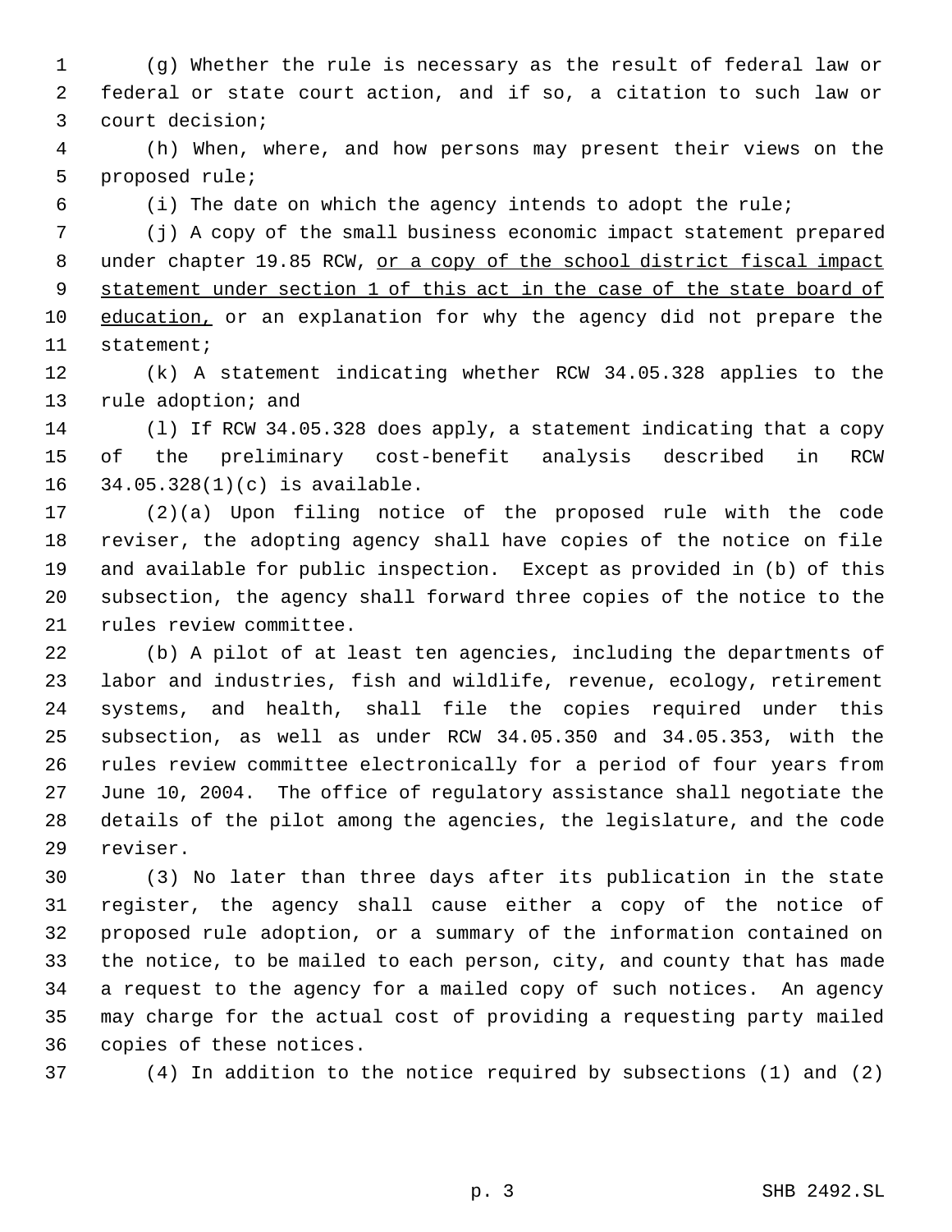(g) Whether the rule is necessary as the result of federal law or federal or state court action, and if so, a citation to such law or court decision;

(h) When, where, and how persons may present their views on the proposed rule;

(i) The date on which the agency intends to adopt the rule;

(j) A copy of the small business economic impact statement prepared under chapter 19.85 RCW, <u>or a copy of the school district fiscal impact statement under section 1 of this act in the case of the state board of education,</u> or an explanation for why the agency did not prepare the statement;

(k) A statement indicating whether RCW 34.05.328 applies to the rule adoption; and

(l) If RCW 34.05.328 does apply, a statement indicating that a copy of the preliminary cost-benefit analysis described in RCW 34.05.328(1)(c) is available.

(2)(a) Upon filing notice of the proposed rule with the code reviser, the adopting agency shall have copies of the notice on file and available for public inspection. Except as provided in (b) of this subsection, the agency shall forward three copies of the notice to the rules review committee.

(b) A pilot of at least ten agencies, including the departments of labor and industries, fish and wildlife, revenue, ecology, retirement systems, and health, shall file the copies required under this subsection, as well as under RCW 34.05.350 and 34.05.353, with the rules review committee electronically for a period of four years from June 10, 2004. The office of regulatory assistance shall negotiate the details of the pilot among the agencies, the legislature, and the code reviser.

(3) No later than three days after its publication in the state register, the agency shall cause either a copy of the notice of proposed rule adoption, or a summary of the information contained on the notice, to be mailed to each person, city, and county that has made a request to the agency for a mailed copy of such notices. An agency may charge for the actual cost of providing a requesting party mailed copies of these notices.

(4) In addition to the notice required by subsections (1) and (2)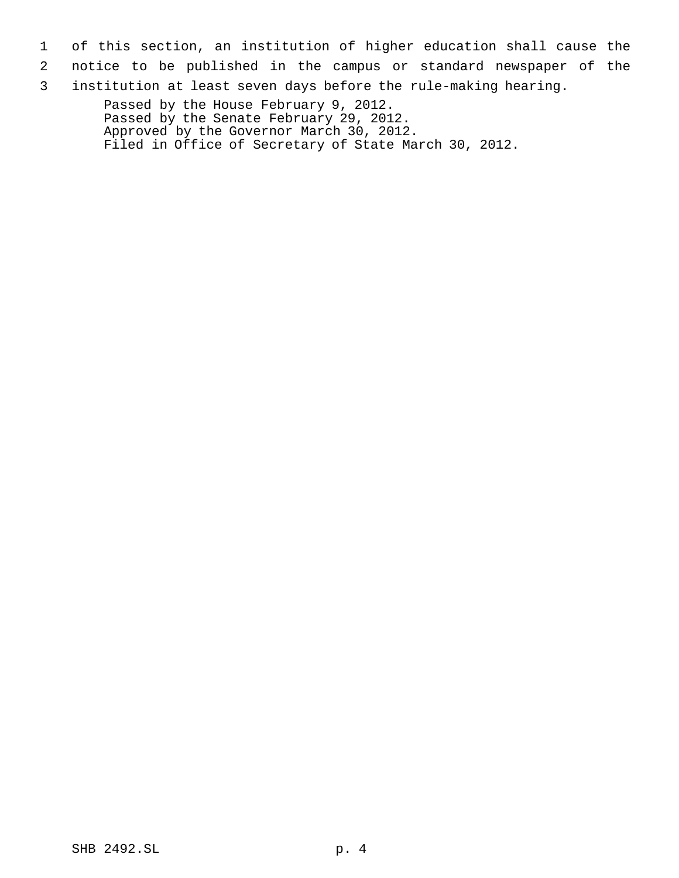of this section, an institution of higher education shall cause the notice to be published in the campus or standard newspaper of the institution at least seven days before the rule-making hearing.

Passed by the House February 9, 2012.
Passed by the Senate February 29, 2012.
Approved by the Governor March 30, 2012.
Filed in Office of Secretary of State March 30, 2012.